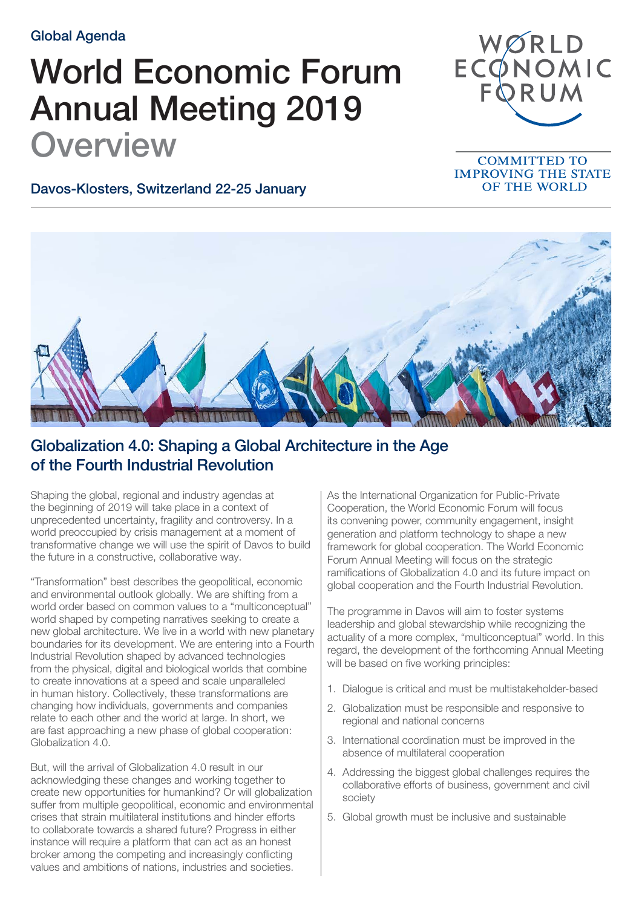Global Agenda

# World Economic Forum Annual Meeting 2019 Overview

Davos-Klosters, Switzerland 22-25 January

WORLD ECONOMIC FORUM

COMMITTED TO IMPROVING THE STATE OF THE WORLD

## Globalization 4.0: Shaping a Global Architecture in the Age of the Fourth Industrial Revolution

Shaping the global, regional and industry agendas at the beginning of 2019 will take place in a context of unprecedented uncertainty, fragility and controversy. In a world preoccupied by crisis management at a moment of transformative change we will use the spirit of Davos to build the future in a constructive, collaborative way.

"Transformation" best describes the geopolitical, economic and environmental outlook globally. We are shifting from a world order based on common values to a "multiconceptual" world shaped by competing narratives seeking to create a new global architecture. We live in a world with new planetary boundaries for its development. We are entering into a Fourth Industrial Revolution shaped by advanced technologies from the physical, digital and biological worlds that combine to create innovations at a speed and scale unparalleled in human history. Collectively, these transformations are changing how individuals, governments and companies relate to each other and the world at large. In short, we are fast approaching a new phase of global cooperation: Globalization 4.0.

But, will the arrival of Globalization 4.0 result in our acknowledging these changes and working together to create new opportunities for humankind? Or will globalization suffer from multiple geopolitical, economic and environmental crises that strain multilateral institutions and hinder efforts to collaborate towards a shared future? Progress in either instance will require a platform that can act as an honest broker among the competing and increasingly conflicting values and ambitions of nations, industries and societies.

As the International Organization for Public-Private Cooperation, the World Economic Forum will focus its convening power, community engagement, insight generation and platform technology to shape a new framework for global cooperation. The World Economic Forum Annual Meeting will focus on the strategic ramifications of Globalization 4.0 and its future impact on global cooperation and the Fourth Industrial Revolution.

The programme in Davos will aim to foster systems leadership and global stewardship while recognizing the actuality of a more complex, "multiconceptual" world. In this regard, the development of the forthcoming Annual Meeting will be based on five working principles:

1. Dialogue is critical and must be multistakeholder-based
2. Globalization must be responsible and responsive to regional and national concerns
3. International coordination must be improved in the absence of multilateral cooperation
4. Addressing the biggest global challenges requires the collaborative efforts of business, government and civil society
5. Global growth must be inclusive and sustainable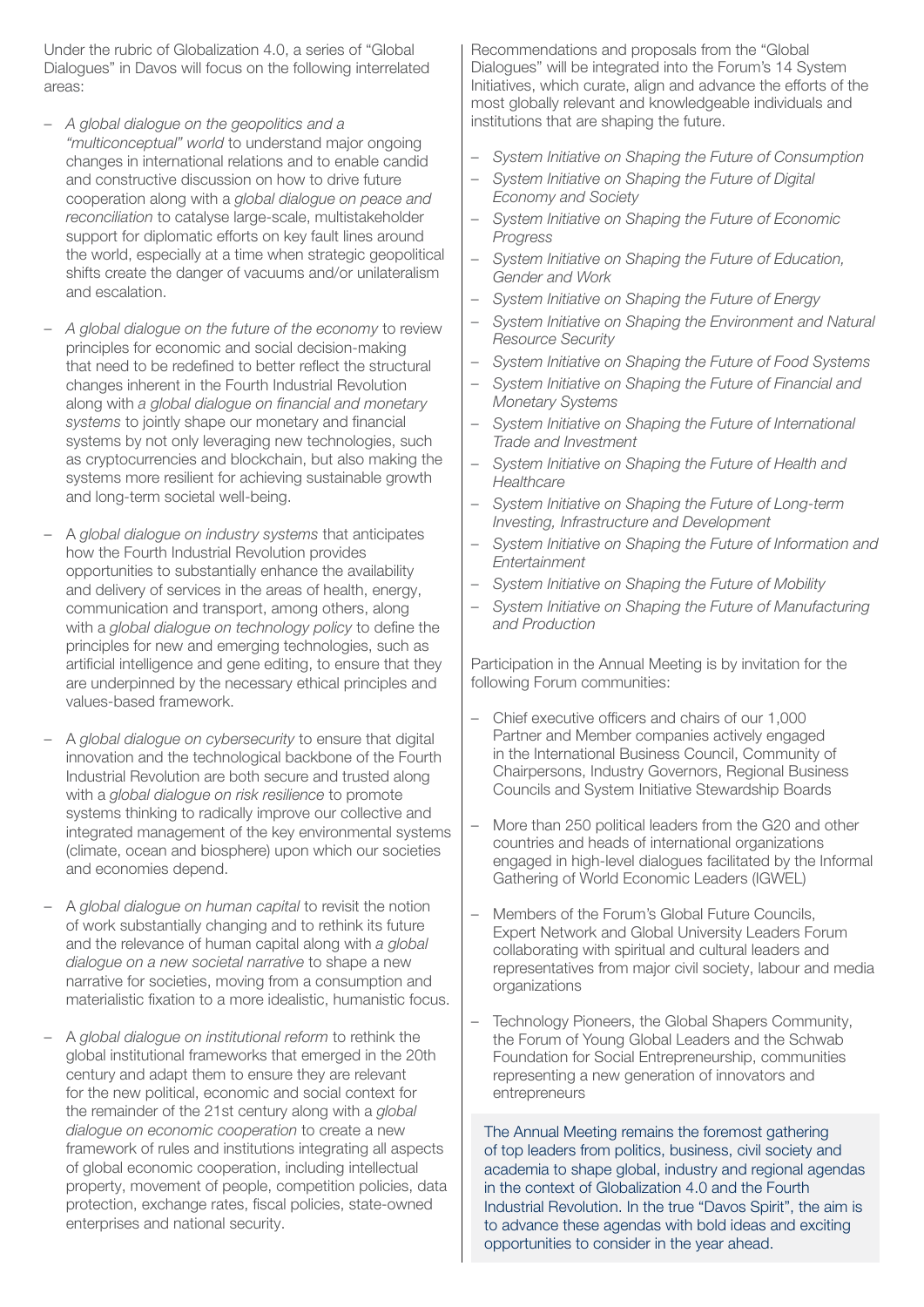Under the rubric of Globalization 4.0, a series of "Global Dialogues" in Davos will focus on the following interrelated areas:

- *A global dialogue on the geopolitics and a "multiconceptual" world* to understand major ongoing changes in international relations and to enable candid and constructive discussion on how to drive future cooperation along with a *global dialogue on peace and reconciliation* to catalyse large-scale, multistakeholder support for diplomatic efforts on key fault lines around the world, especially at a time when strategic geopolitical shifts create the danger of vacuums and/or unilateralism and escalation.

- *A global dialogue on the future of the economy* to review principles for economic and social decision-making that need to be redefined to better reflect the structural changes inherent in the Fourth Industrial Revolution along with *a global dialogue on financial and monetary systems* to jointly shape our monetary and financial systems by not only leveraging new technologies, such as cryptocurrencies and blockchain, but also making the systems more resilient for achieving sustainable growth and long-term societal well-being.

- A *global dialogue on industry systems* that anticipates how the Fourth Industrial Revolution provides opportunities to substantially enhance the availability and delivery of services in the areas of health, energy, communication and transport, among others, along with a *global dialogue on technology policy* to define the principles for new and emerging technologies, such as artificial intelligence and gene editing, to ensure that they are underpinned by the necessary ethical principles and values-based framework.

- A *global dialogue on cybersecurity* to ensure that digital innovation and the technological backbone of the Fourth Industrial Revolution are both secure and trusted along with a *global dialogue on risk resilience* to promote systems thinking to radically improve our collective and integrated management of the key environmental systems (climate, ocean and biosphere) upon which our societies and economies depend.

- A *global dialogue on human capital* to revisit the notion of work substantially changing and to rethink its future and the relevance of human capital along with *a global dialogue on a new societal narrative* to shape a new narrative for societies, moving from a consumption and materialistic fixation to a more idealistic, humanistic focus.

- A *global dialogue on institutional reform* to rethink the global institutional frameworks that emerged in the 20th century and adapt them to ensure they are relevant for the new political, economic and social context for the remainder of the 21st century along with a *global dialogue on economic cooperation* to create a new framework of rules and institutions integrating all aspects of global economic cooperation, including intellectual property, movement of people, competition policies, data protection, exchange rates, fiscal policies, state-owned enterprises and national security.

Recommendations and proposals from the "Global Dialogues" will be integrated into the Forum's 14 System Initiatives, which curate, align and advance the efforts of the most globally relevant and knowledgeable individuals and institutions that are shaping the future.

- *System Initiative on Shaping the Future of Consumption*
- *System Initiative on Shaping the Future of Digital Economy and Society*
- *System Initiative on Shaping the Future of Economic Progress*
- *System Initiative on Shaping the Future of Education, Gender and Work*
- *System Initiative on Shaping the Future of Energy*
- *System Initiative on Shaping the Environment and Natural Resource Security*
- *System Initiative on Shaping the Future of Food Systems*
- *System Initiative on Shaping the Future of Financial and Monetary Systems*
- *System Initiative on Shaping the Future of International Trade and Investment*
- *System Initiative on Shaping the Future of Health and Healthcare*
- *System Initiative on Shaping the Future of Long-term Investing, Infrastructure and Development*
- *System Initiative on Shaping the Future of Information and Entertainment*
- *System Initiative on Shaping the Future of Mobility*
- *System Initiative on Shaping the Future of Manufacturing and Production*

Participation in the Annual Meeting is by invitation for the following Forum communities:

- Chief executive officers and chairs of our 1,000 Partner and Member companies actively engaged in the International Business Council, Community of Chairpersons, Industry Governors, Regional Business Councils and System Initiative Stewardship Boards

- More than 250 political leaders from the G20 and other countries and heads of international organizations engaged in high-level dialogues facilitated by the Informal Gathering of World Economic Leaders (IGWEL)

- Members of the Forum's Global Future Councils, Expert Network and Global University Leaders Forum collaborating with spiritual and cultural leaders and representatives from major civil society, labour and media organizations

- Technology Pioneers, the Global Shapers Community, the Forum of Young Global Leaders and the Schwab Foundation for Social Entrepreneurship, communities representing a new generation of innovators and entrepreneurs

The Annual Meeting remains the foremost gathering of top leaders from politics, business, civil society and academia to shape global, industry and regional agendas in the context of Globalization 4.0 and the Fourth Industrial Revolution. In the true "Davos Spirit", the aim is to advance these agendas with bold ideas and exciting opportunities to consider in the year ahead.